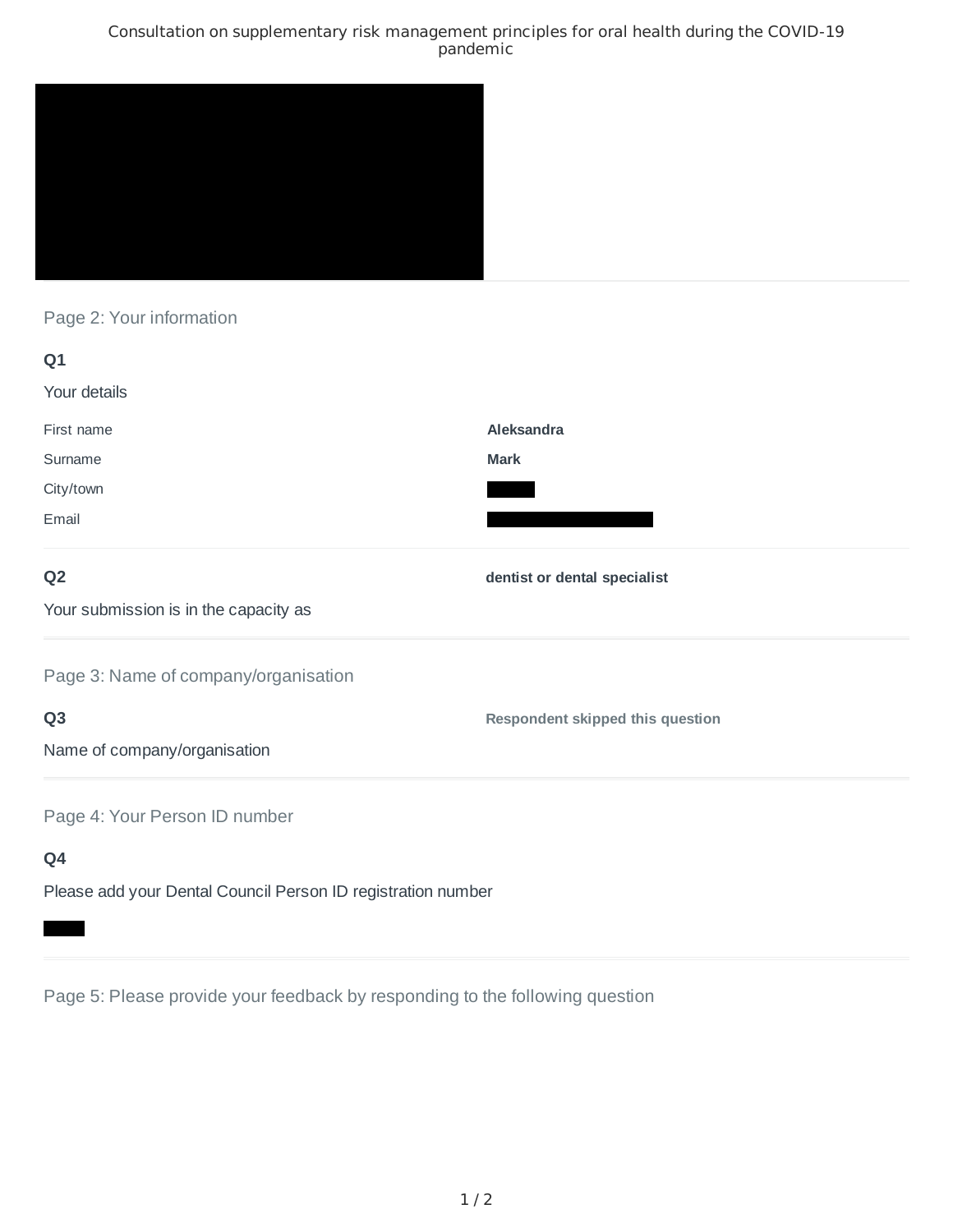Consultation on supplementary risk management principles for oral health during the COVID-19 pandemic

## Page 2: Your information

**Q1**

Your details

| | |
|---|---|
| First name | **Aleksandra** |
| Surname | **Mark** |
| City/town | |
| Email | |

**Q2**

Your submission is in the capacity as

**dentist or dental specialist**

## Page 3: Name of company/organisation

**Q3**

Name of company/organisation

**Respondent skipped this question**

## Page 4: Your Person ID number

**Q4**

Please add your Dental Council Person ID registration number

## Page 5: Please provide your feedback by responding to the following question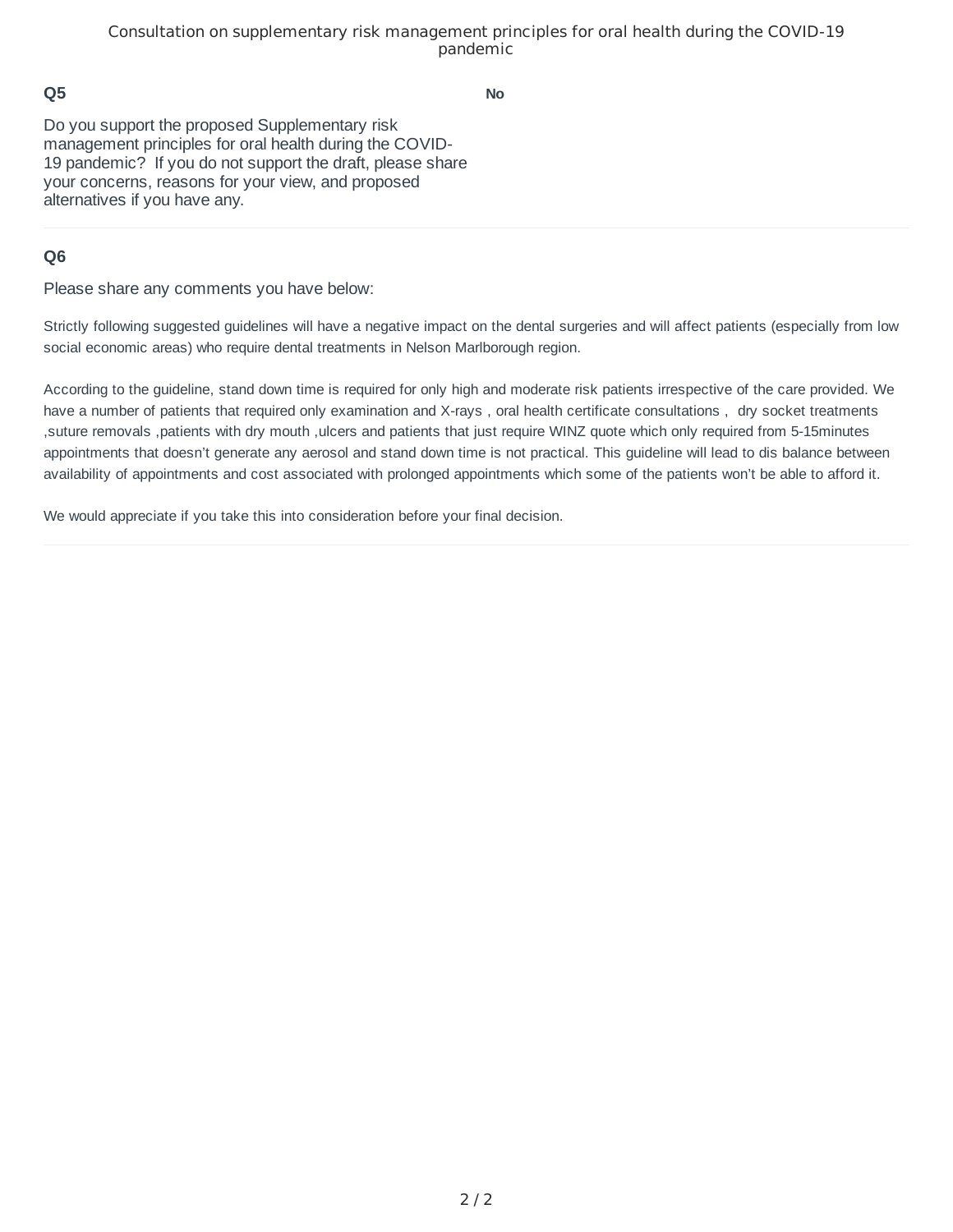### Q5

Do you support the proposed Supplementary risk management principles for oral health during the COVID-19 pandemic? If you do not support the draft, please share your concerns, reasons for your view, and proposed alternatives if you have any.

**No**

### Q6

Please share any comments you have below:

Strictly following suggested guidelines will have a negative impact on the dental surgeries and will affect patients (especially from low social economic areas) who require dental treatments in Nelson Marlborough region.

According to the guideline, stand down time is required for only high and moderate risk patients irrespective of the care provided. We have a number of patients that required only examination and X-rays , oral health certificate consultations , dry socket treatments ,suture removals ,patients with dry mouth ,ulcers and patients that just require WINZ quote which only required from 5-15minutes appointments that doesn't generate any aerosol and stand down time is not practical. This guideline will lead to dis balance between availability of appointments and cost associated with prolonged appointments which some of the patients won't be able to afford it.

We would appreciate if you take this into consideration before your final decision.